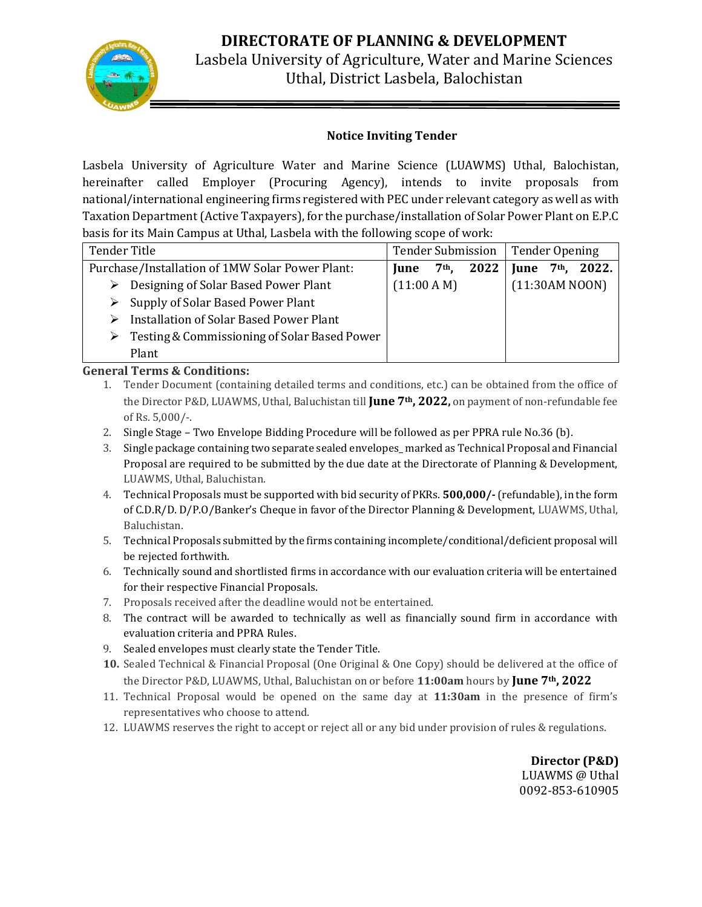# DIRECTORATE OF PLANNING & DEVELOPMENT

Lasbela University of Agriculture, Water and Marine Sciences
Uthal, District Lasbela, Balochistan

## Notice Inviting Tender

Lasbela University of Agriculture Water and Marine Science (LUAWMS) Uthal, Balochistan, hereinafter called Employer (Procuring Agency), intends to invite proposals from national/international engineering firms registered with PEC under relevant category as well as with Taxation Department (Active Taxpayers), for the purchase/installation of Solar Power Plant on E.P.C basis for its Main Campus at Uthal, Lasbela with the following scope of work:

| Tender Title | Tender Submission | Tender Opening |
|---|---|---|
| Purchase/Installation of 1MW Solar Power Plant:<br>➢ Designing of Solar Based Power Plant<br>➢ Supply of Solar Based Power Plant<br>➢ Installation of Solar Based Power Plant<br>➢ Testing & Commissioning of Solar Based Power Plant | **June 7th, 2022** (11:00 A M) | **June 7th, 2022.** (11:30AM NOON) |

**General Terms & Conditions:**

1. Tender Document (containing detailed terms and conditions, etc.) can be obtained from the office of the Director P&D, LUAWMS, Uthal, Baluchistan till **June 7th, 2022,** on payment of non-refundable fee of Rs. 5,000/-.
2. Single Stage – Two Envelope Bidding Procedure will be followed as per PPRA rule No.36 (b).
3. Single package containing two separate sealed envelopes_ marked as Technical Proposal and Financial Proposal are required to be submitted by the due date at the Directorate of Planning & Development, LUAWMS, Uthal, Baluchistan.
4. Technical Proposals must be supported with bid security of PKRs. **500,000/-** (refundable), in the form of C.D.R/D. D/P.O/Banker's Cheque in favor of the Director Planning & Development, LUAWMS, Uthal, Baluchistan.
5. Technical Proposals submitted by the firms containing incomplete/conditional/deficient proposal will be rejected forthwith.
6. Technically sound and shortlisted firms in accordance with our evaluation criteria will be entertained for their respective Financial Proposals.
7. Proposals received after the deadline would not be entertained.
8. The contract will be awarded to technically as well as financially sound firm in accordance with evaluation criteria and PPRA Rules.
9. Sealed envelopes must clearly state the Tender Title.
10. Sealed Technical & Financial Proposal (One Original & One Copy) should be delivered at the office of the Director P&D, LUAWMS, Uthal, Baluchistan on or before **11:00am** hours by **June 7th, 2022**
11. Technical Proposal would be opened on the same day at **11:30am** in the presence of firm's representatives who choose to attend.
12. LUAWMS reserves the right to accept or reject all or any bid under provision of rules & regulations.

**Director (P&D)**
LUAWMS @ Uthal
0092-853-610905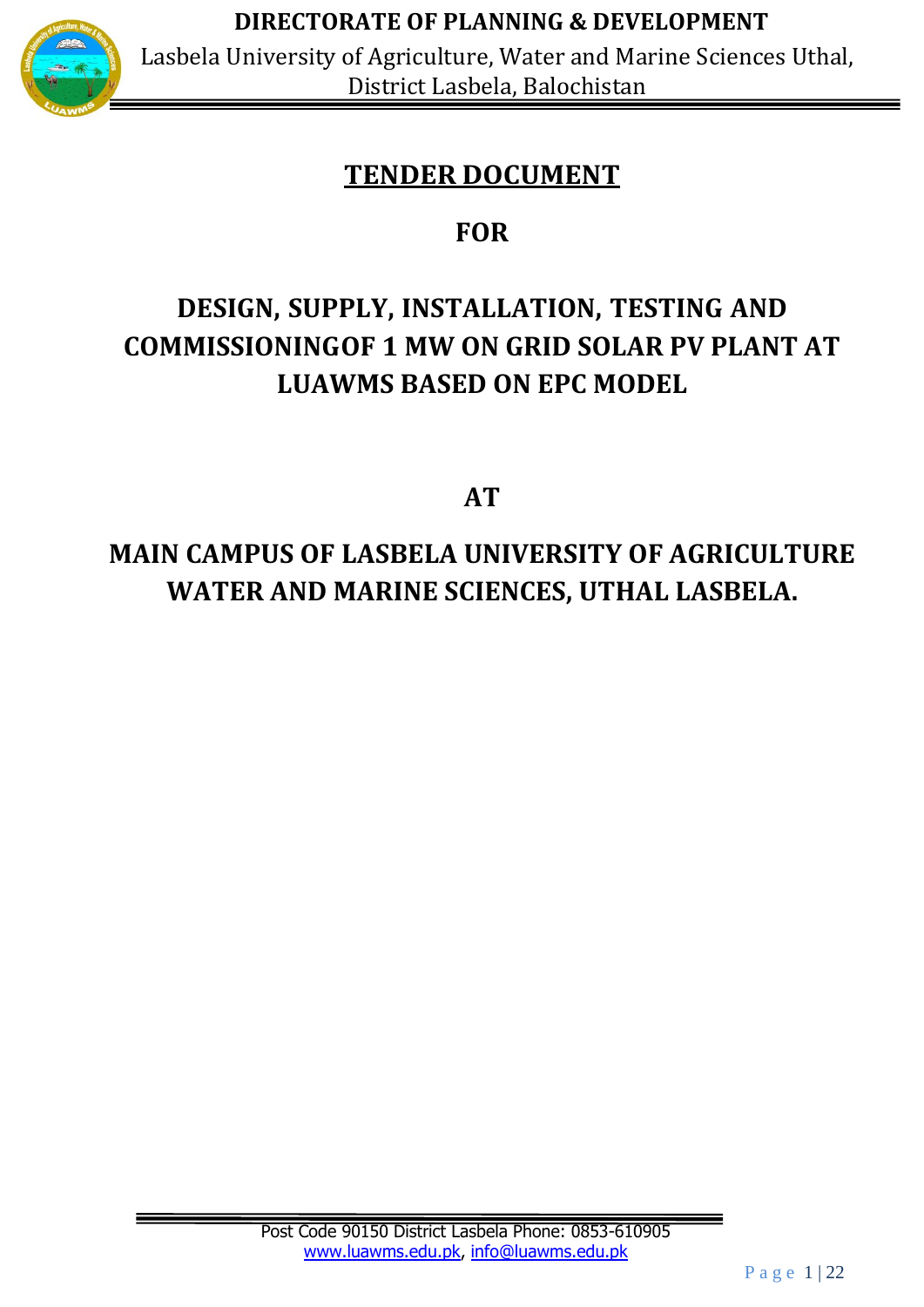# TENDER DOCUMENT

## FOR

## DESIGN, SUPPLY, INSTALLATION, TESTING AND COMMISSIONINGOF 1 MW ON GRID SOLAR PV PLANT AT LUAWMS BASED ON EPC MODEL

## AT

## MAIN CAMPUS OF LASBELA UNIVERSITY OF AGRICULTURE WATER AND MARINE SCIENCES, UTHAL LASBELA.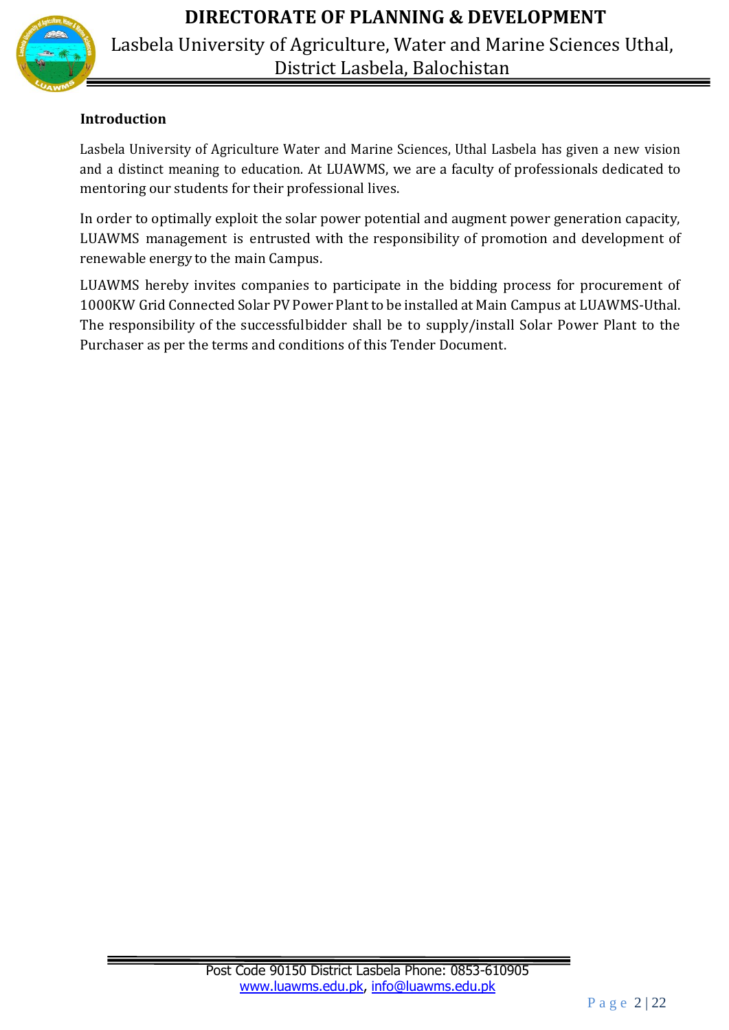**Introduction**

Lasbela University of Agriculture Water and Marine Sciences, Uthal Lasbela has given a new vision and a distinct meaning to education. At LUAWMS, we are a faculty of professionals dedicated to mentoring our students for their professional lives.

In order to optimally exploit the solar power potential and augment power generation capacity, LUAWMS management is entrusted with the responsibility of promotion and development of renewable energy to the main Campus.

LUAWMS hereby invites companies to participate in the bidding process for procurement of 1000KW Grid Connected Solar PV Power Plant to be installed at Main Campus at LUAWMS-Uthal. The responsibility of the successfulbidder shall be to supply/install Solar Power Plant to the Purchaser as per the terms and conditions of this Tender Document.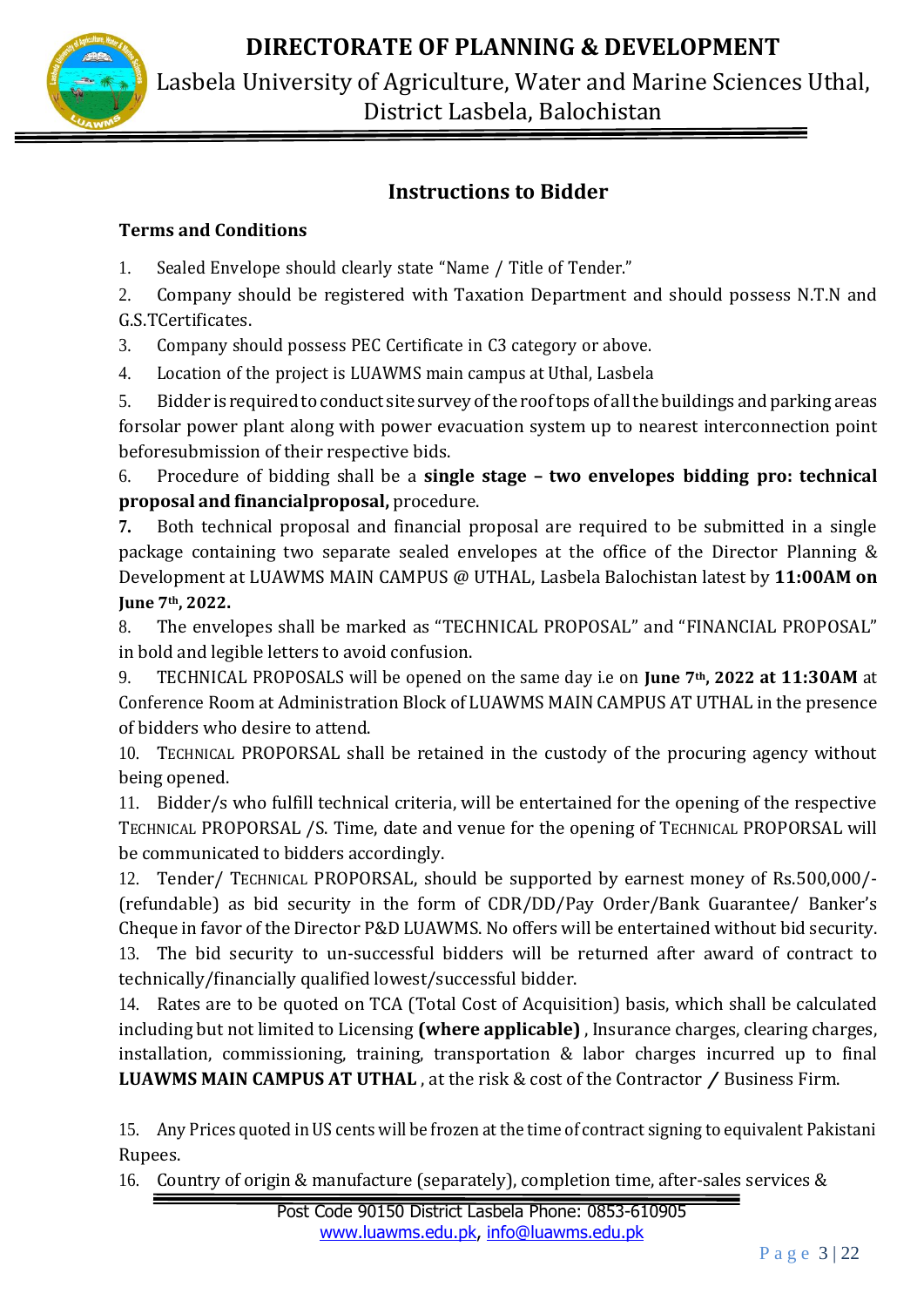# Instructions to Bidder

## Terms and Conditions

1. Sealed Envelope should clearly state "Name / Title of Tender."
2. Company should be registered with Taxation Department and should possess N.T.N and G.S.TCertificates.
3. Company should possess PEC Certificate in C3 category or above.
4. Location of the project is LUAWMS main campus at Uthal, Lasbela
5. Bidder is required to conduct site survey of the rooftops of all the buildings and parking areas forsolar power plant along with power evacuation system up to nearest interconnection point beforesubmission of their respective bids.
6. Procedure of bidding shall be a **single stage – two envelopes bidding pro: technical proposal and financialproposal,** procedure.
7. Both technical proposal and financial proposal are required to be submitted in a single package containing two separate sealed envelopes at the office of the Director Planning & Development at LUAWMS MAIN CAMPUS @ UTHAL, Lasbela Balochistan latest by **11:00AM on June 7th, 2022.**
8. The envelopes shall be marked as "TECHNICAL PROPOSAL" and "FINANCIAL PROPOSAL" in bold and legible letters to avoid confusion.
9. TECHNICAL PROPOSALS will be opened on the same day i.e on **June 7th, 2022 at 11:30AM** at Conference Room at Administration Block of LUAWMS MAIN CAMPUS AT UTHAL in the presence of bidders who desire to attend.
10. TECHNICAL PROPORSAL shall be retained in the custody of the procuring agency without being opened.
11. Bidder/s who fulfill technical criteria, will be entertained for the opening of the respective TECHNICAL PROPORSAL /S. Time, date and venue for the opening of TECHNICAL PROPORSAL will be communicated to bidders accordingly.
12. Tender/ TECHNICAL PROPORSAL, should be supported by earnest money of Rs.500,000/- (refundable) as bid security in the form of CDR/DD/Pay Order/Bank Guarantee/ Banker's Cheque in favor of the Director P&D LUAWMS. No offers will be entertained without bid security.
13. The bid security to un-successful bidders will be returned after award of contract to technically/financially qualified lowest/successful bidder.
14. Rates are to be quoted on TCA (Total Cost of Acquisition) basis, which shall be calculated including but not limited to Licensing **(where applicable)** , Insurance charges, clearing charges, installation, commissioning, training, transportation & labor charges incurred up to final **LUAWMS MAIN CAMPUS AT UTHAL** , at the risk & cost of the Contractor / Business Firm.
15. Any Prices quoted in US cents will be frozen at the time of contract signing to equivalent Pakistani Rupees.
16. Country of origin & manufacture (separately), completion time, after-sales services &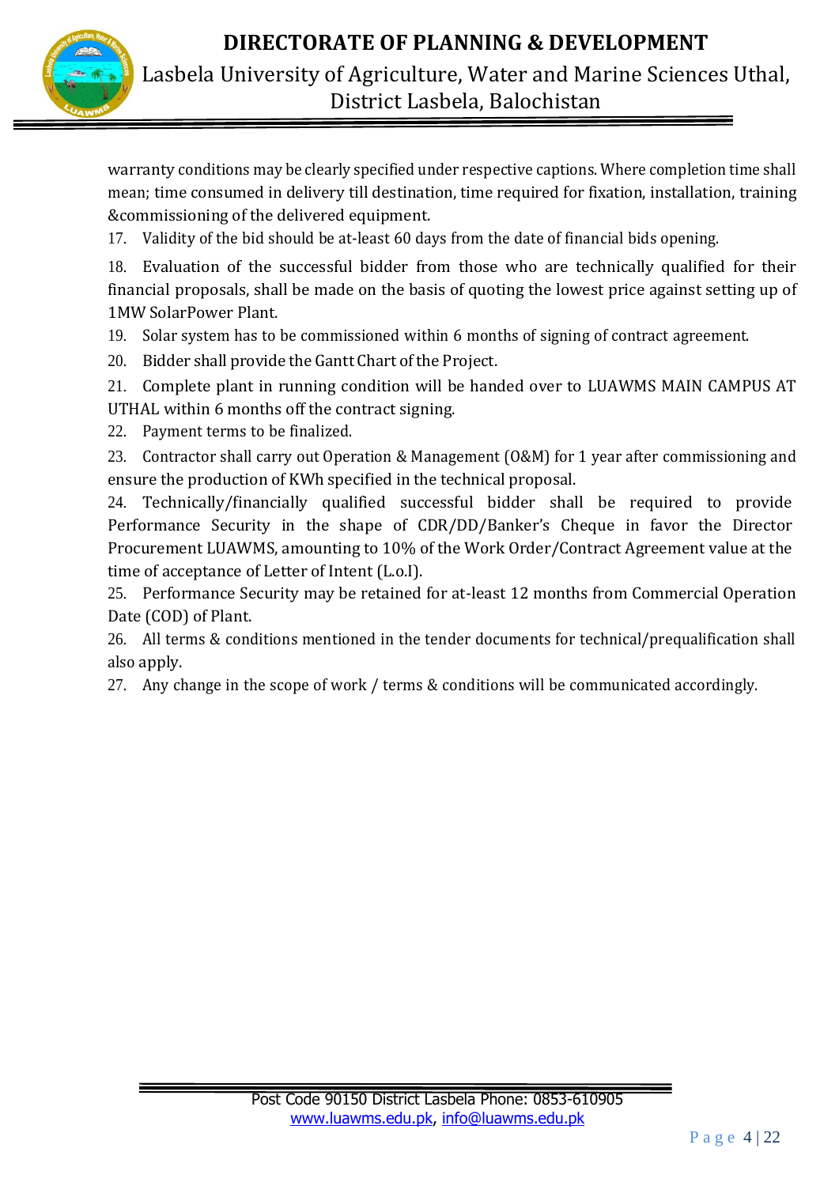warranty conditions may be clearly specified under respective captions. Where completion time shall mean; time consumed in delivery till destination, time required for fixation, installation, training &commissioning of the delivered equipment.

17. Validity of the bid should be at-least 60 days from the date of financial bids opening.
18. Evaluation of the successful bidder from those who are technically qualified for their financial proposals, shall be made on the basis of quoting the lowest price against setting up of 1MW SolarPower Plant.
19. Solar system has to be commissioned within 6 months of signing of contract agreement.
20. Bidder shall provide the Gantt Chart of the Project.
21. Complete plant in running condition will be handed over to LUAWMS MAIN CAMPUS AT UTHAL within 6 months off the contract signing.
22. Payment terms to be finalized.
23. Contractor shall carry out Operation & Management (O&M) for 1 year after commissioning and ensure the production of KWh specified in the technical proposal.
24. Technically/financially qualified successful bidder shall be required to provide Performance Security in the shape of CDR/DD/Banker's Cheque in favor the Director Procurement LUAWMS, amounting to 10% of the Work Order/Contract Agreement value at the time of acceptance of Letter of Intent (L.o.I).
25. Performance Security may be retained for at-least 12 months from Commercial Operation Date (COD) of Plant.
26. All terms & conditions mentioned in the tender documents for technical/prequalification shall also apply.
27. Any change in the scope of work / terms & conditions will be communicated accordingly.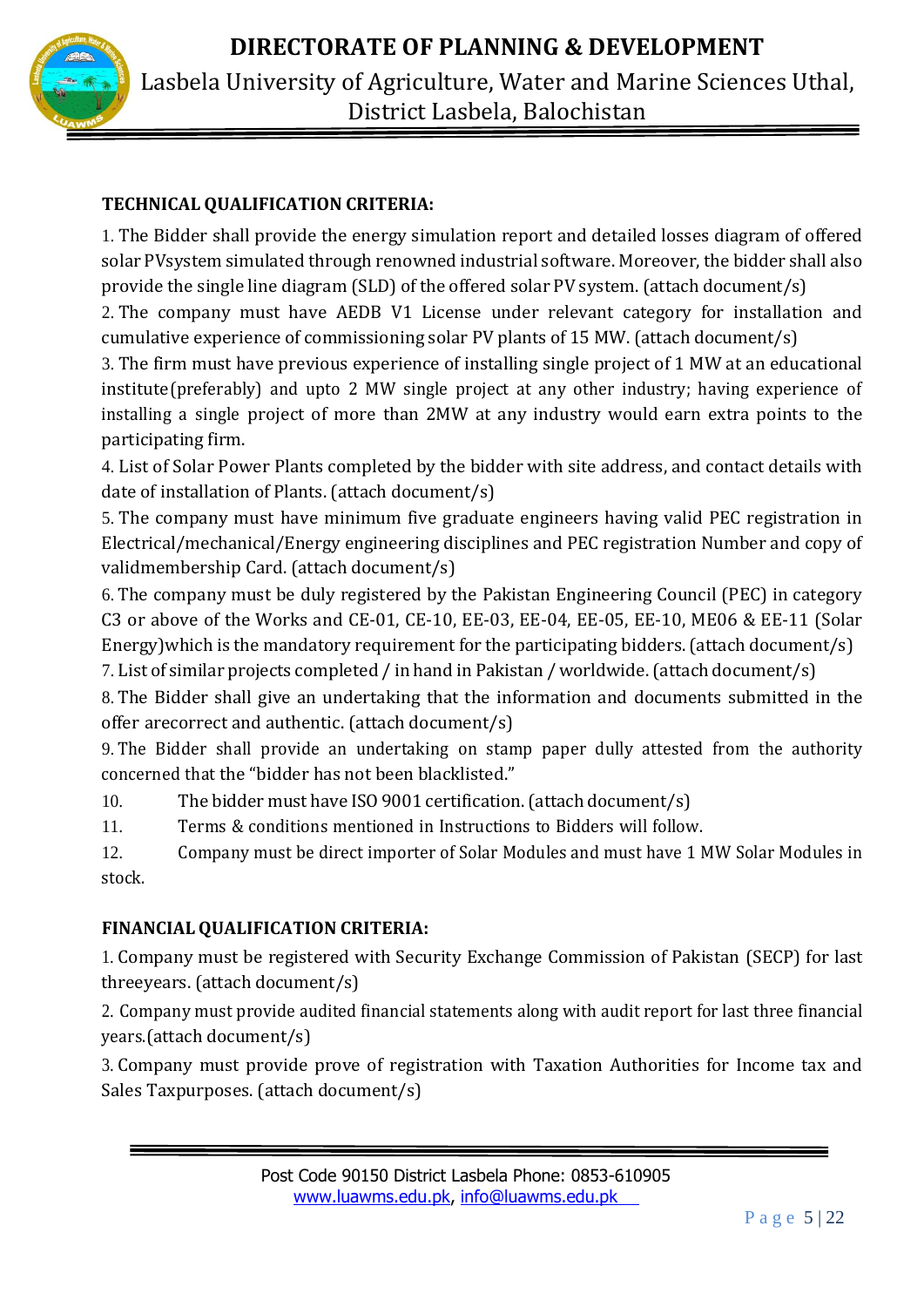**TECHNICAL QUALIFICATION CRITERIA:**

1. The Bidder shall provide the energy simulation report and detailed losses diagram of offered solar PVsystem simulated through renowned industrial software. Moreover, the bidder shall also provide the single line diagram (SLD) of the offered solar PV system. (attach document/s)
2. The company must have AEDB V1 License under relevant category for installation and cumulative experience of commissioning solar PV plants of 15 MW. (attach document/s)
3. The firm must have previous experience of installing single project of 1 MW at an educational institute(preferably) and upto 2 MW single project at any other industry; having experience of installing a single project of more than 2MW at any industry would earn extra points to the participating firm.
4. List of Solar Power Plants completed by the bidder with site address, and contact details with date of installation of Plants. (attach document/s)
5. The company must have minimum five graduate engineers having valid PEC registration in Electrical/mechanical/Energy engineering disciplines and PEC registration Number and copy of validmembership Card. (attach document/s)
6. The company must be duly registered by the Pakistan Engineering Council (PEC) in category C3 or above of the Works and CE-01, CE-10, EE-03, EE-04, EE-05, EE-10, ME06 & EE-11 (Solar Energy)which is the mandatory requirement for the participating bidders. (attach document/s)
7. List of similar projects completed / in hand in Pakistan / worldwide. (attach document/s)
8. The Bidder shall give an undertaking that the information and documents submitted in the offer arecorrect and authentic. (attach document/s)
9. The Bidder shall provide an undertaking on stamp paper dully attested from the authority concerned that the "bidder has not been blacklisted."
10. The bidder must have ISO 9001 certification. (attach document/s)
11. Terms & conditions mentioned in Instructions to Bidders will follow.
12. Company must be direct importer of Solar Modules and must have 1 MW Solar Modules in stock.

**FINANCIAL QUALIFICATION CRITERIA:**

1. Company must be registered with Security Exchange Commission of Pakistan (SECP) for last threeyears. (attach document/s)
2. Company must provide audited financial statements along with audit report for last three financial years.(attach document/s)
3. Company must provide prove of registration with Taxation Authorities for Income tax and Sales Taxpurposes. (attach document/s)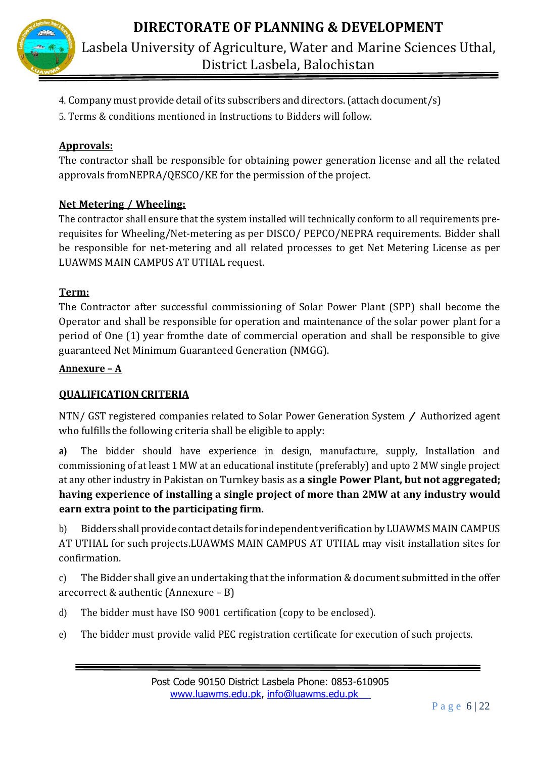4. Company must provide detail of its subscribers and directors. (attach document/s)
5. Terms & conditions mentioned in Instructions to Bidders will follow.

**Approvals:**

The contractor shall be responsible for obtaining power generation license and all the related approvals fromNEPRA/QESCO/KE for the permission of the project.

**Net Metering / Wheeling:**

The contractor shall ensure that the system installed will technically conform to all requirements pre-requisites for Wheeling/Net-metering as per DISCO/ PEPCO/NEPRA requirements. Bidder shall be responsible for net-metering and all related processes to get Net Metering License as per LUAWMS MAIN CAMPUS AT UTHAL request.

**Term:**

The Contractor after successful commissioning of Solar Power Plant (SPP) shall become the Operator and shall be responsible for operation and maintenance of the solar power plant for a period of One (1) year fromthe date of commercial operation and shall be responsible to give guaranteed Net Minimum Guaranteed Generation (NMGG).

**Annexure – A**

**QUALIFICATION CRITERIA**

NTN/ GST registered companies related to Solar Power Generation System / Authorized agent who fulfills the following criteria shall be eligible to apply:

**a)** The bidder should have experience in design, manufacture, supply, Installation and commissioning of at least 1 MW at an educational institute (preferably) and upto 2 MW single project at any other industry in Pakistan on Turnkey basis as **a single Power Plant, but not aggregated; having experience of installing a single project of more than 2MW at any industry would earn extra point to the participating firm.**

b) Bidders shall provide contact details for independent verification by LUAWMS MAIN CAMPUS AT UTHAL for such projects.LUAWMS MAIN CAMPUS AT UTHAL may visit installation sites for confirmation.

c) The Bidder shall give an undertaking that the information & document submitted in the offer arecorrect & authentic (Annexure – B)

d) The bidder must have ISO 9001 certification (copy to be enclosed).

e) The bidder must provide valid PEC registration certificate for execution of such projects.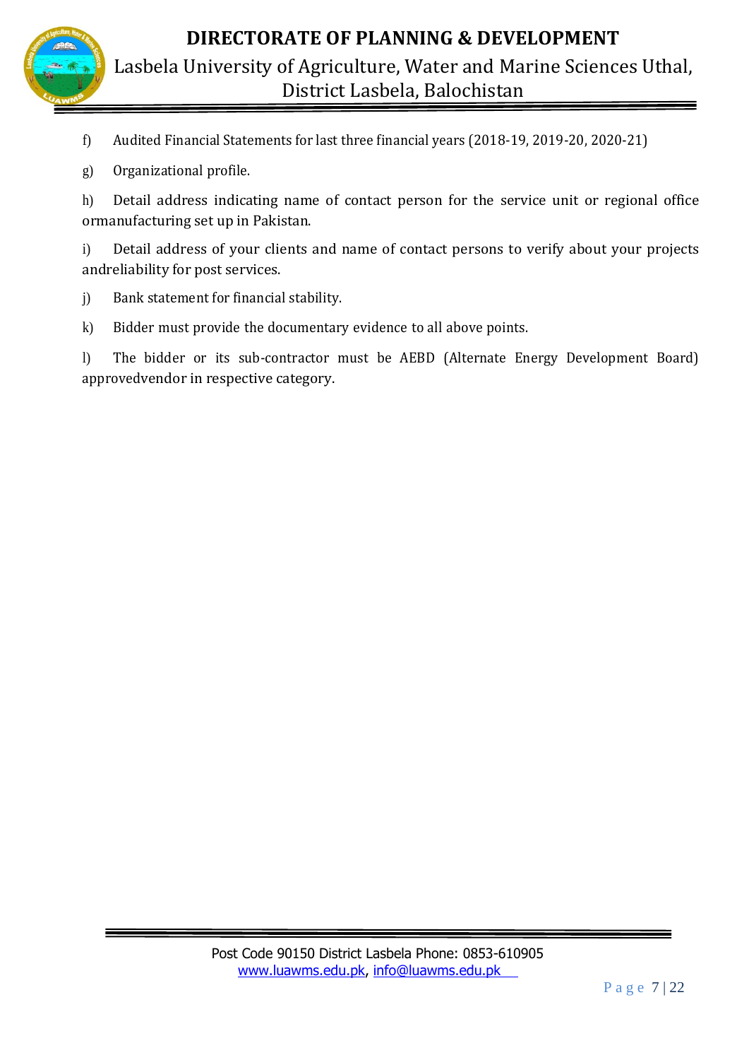f) Audited Financial Statements for last three financial years (2018-19, 2019-20, 2020-21)

g) Organizational profile.

h) Detail address indicating name of contact person for the service unit or regional office ormanufacturing set up in Pakistan.

i) Detail address of your clients and name of contact persons to verify about your projects andreliability for post services.

j) Bank statement for financial stability.

k) Bidder must provide the documentary evidence to all above points.

l) The bidder or its sub-contractor must be AEBD (Alternate Energy Development Board) approvedvendor in respective category.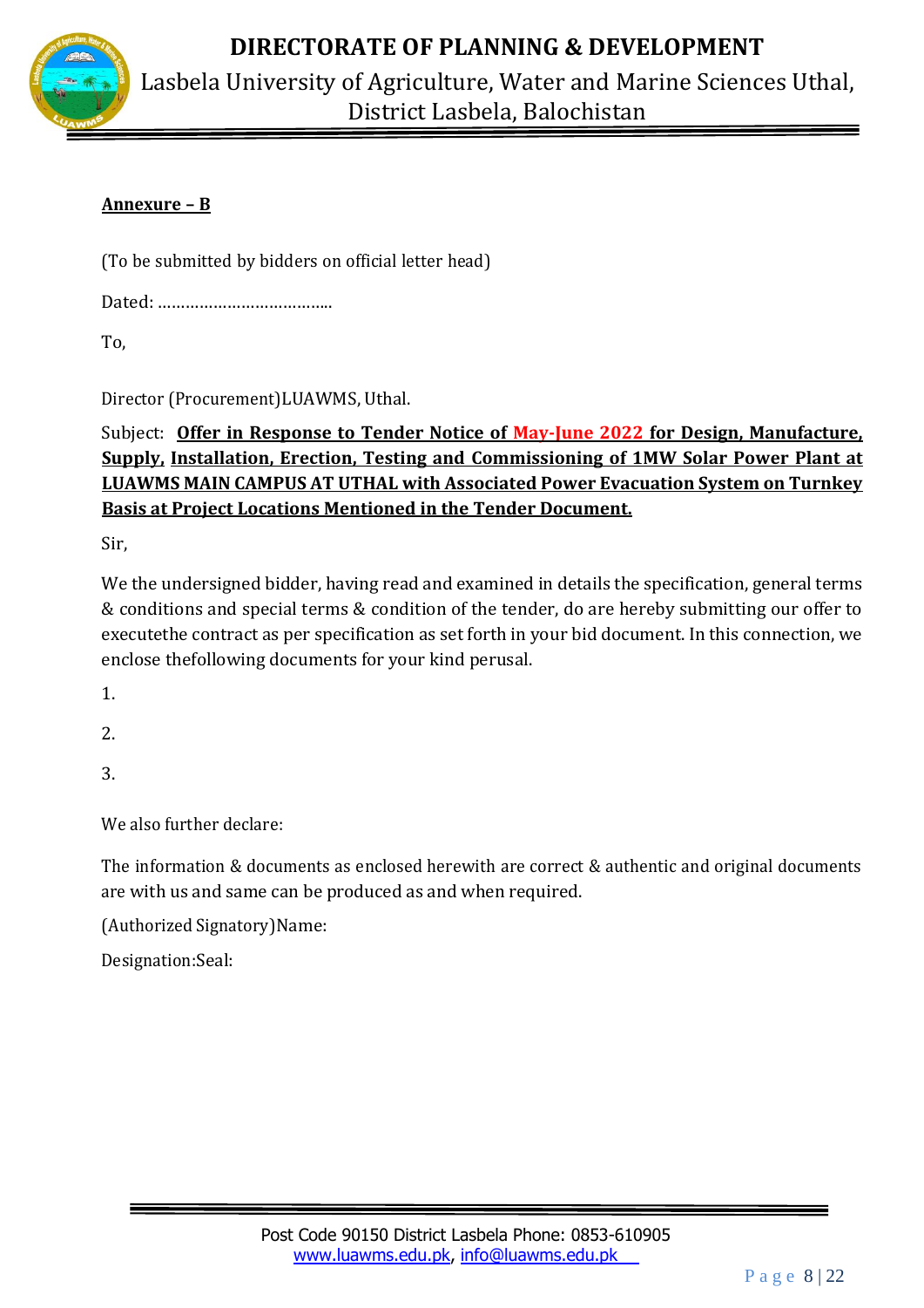**Annexure – B**

(To be submitted by bidders on official letter head)

Dated: ………………………………..

To,

Director (Procurement)LUAWMS, Uthal.

Subject: **Offer in Response to Tender Notice of May-June 2022 for Design, Manufacture, Supply, Installation, Erection, Testing and Commissioning of 1MW Solar Power Plant at LUAWMS MAIN CAMPUS AT UTHAL with Associated Power Evacuation System on Turnkey Basis at Project Locations Mentioned in the Tender Document.**

Sir,

We the undersigned bidder, having read and examined in details the specification, general terms & conditions and special terms & condition of the tender, do are hereby submitting our offer to executethe contract as per specification as set forth in your bid document. In this connection, we enclose thefollowing documents for your kind perusal.

1.

2.

3.

We also further declare:

The information & documents as enclosed herewith are correct & authentic and original documents are with us and same can be produced as and when required.

(Authorized Signatory)Name:

Designation:Seal: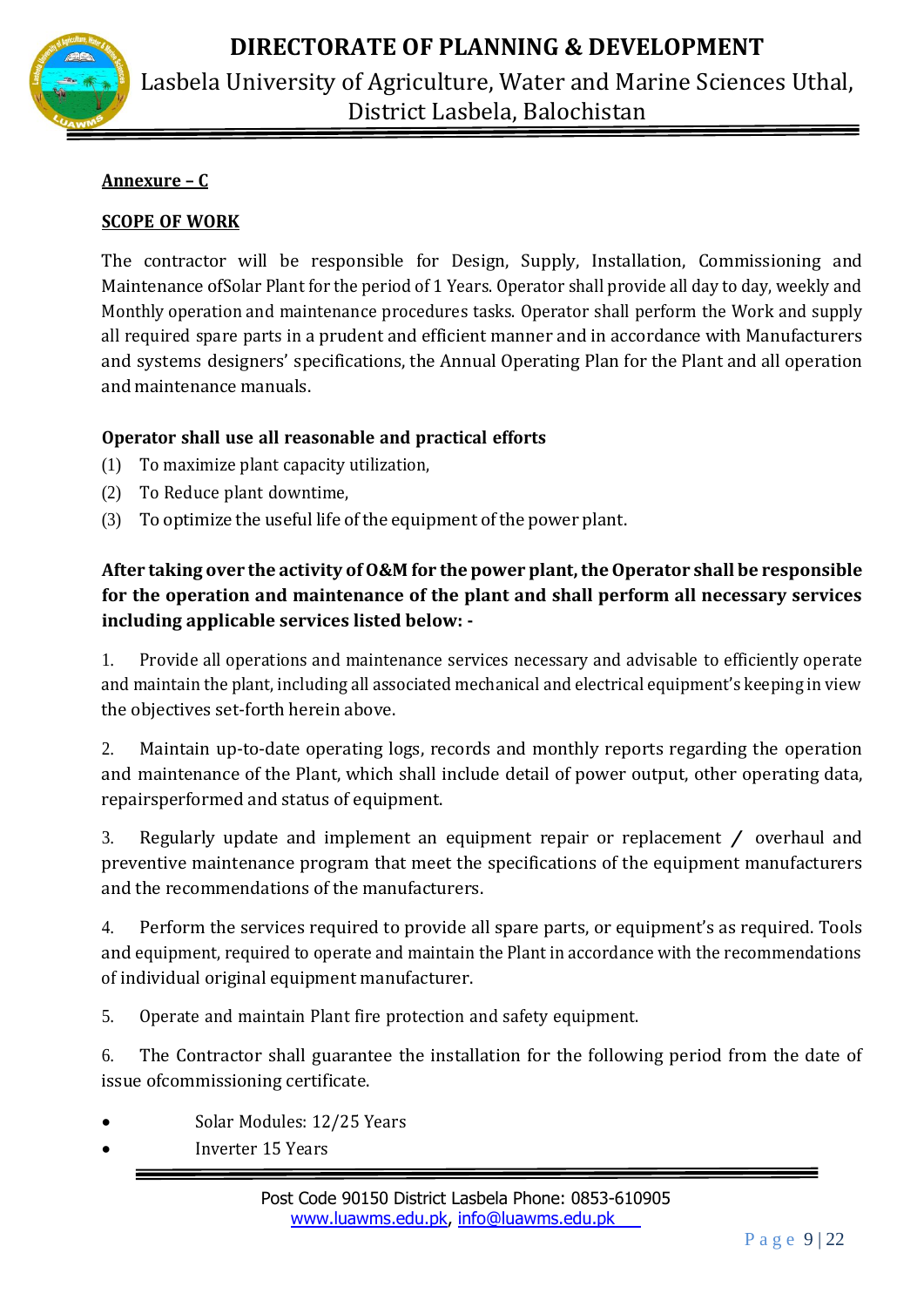**Annexure – C**

**SCOPE OF WORK**

The contractor will be responsible for Design, Supply, Installation, Commissioning and Maintenance ofSolar Plant for the period of 1 Years. Operator shall provide all day to day, weekly and Monthly operation and maintenance procedures tasks. Operator shall perform the Work and supply all required spare parts in a prudent and efficient manner and in accordance with Manufacturers and systems designers' specifications, the Annual Operating Plan for the Plant and all operation and maintenance manuals.

**Operator shall use all reasonable and practical efforts**

(1) To maximize plant capacity utilization,

(2) To Reduce plant downtime,

(3) To optimize the useful life of the equipment of the power plant.

**After taking over the activity of O&M for the power plant, the Operator shall be responsible for the operation and maintenance of the plant and shall perform all necessary services including applicable services listed below: -**

1. Provide all operations and maintenance services necessary and advisable to efficiently operate and maintain the plant, including all associated mechanical and electrical equipment's keeping in view the objectives set-forth herein above.

2. Maintain up-to-date operating logs, records and monthly reports regarding the operation and maintenance of the Plant, which shall include detail of power output, other operating data, repairsperformed and status of equipment.

3. Regularly update and implement an equipment repair or replacement / overhaul and preventive maintenance program that meet the specifications of the equipment manufacturers and the recommendations of the manufacturers.

4. Perform the services required to provide all spare parts, or equipment's as required. Tools and equipment, required to operate and maintain the Plant in accordance with the recommendations of individual original equipment manufacturer.

5. Operate and maintain Plant fire protection and safety equipment.

6. The Contractor shall guarantee the installation for the following period from the date of issue ofcommissioning certificate.

- Solar Modules: 12/25 Years
- Inverter 15 Years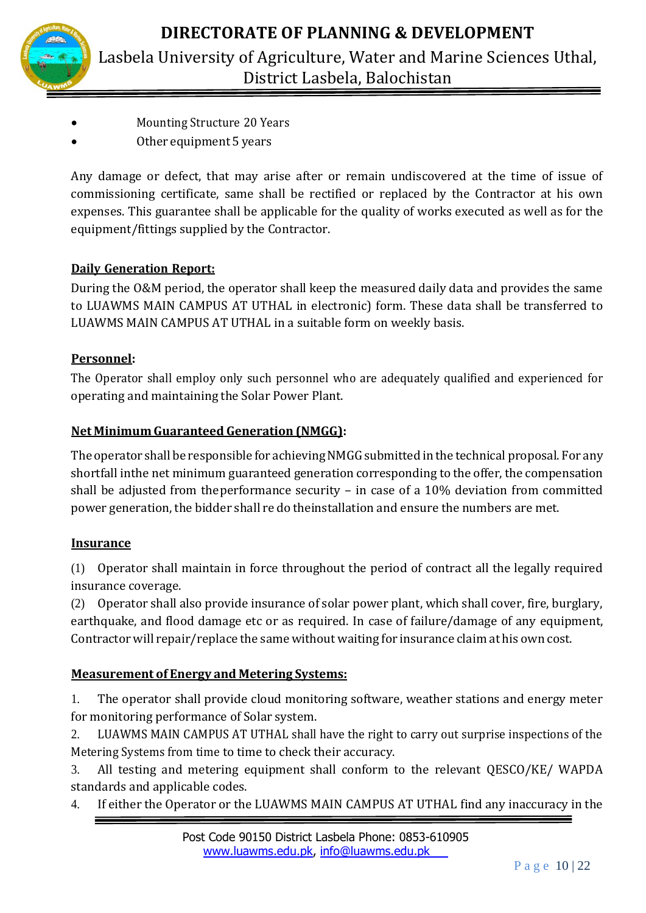- Mounting Structure 20 Years
- Other equipment 5 years

Any damage or defect, that may arise after or remain undiscovered at the time of issue of commissioning certificate, same shall be rectified or replaced by the Contractor at his own expenses. This guarantee shall be applicable for the quality of works executed as well as for the equipment/fittings supplied by the Contractor.

**Daily Generation Report:**

During the O&M period, the operator shall keep the measured daily data and provides the same to LUAWMS MAIN CAMPUS AT UTHAL in electronic) form. These data shall be transferred to LUAWMS MAIN CAMPUS AT UTHAL in a suitable form on weekly basis.

**Personnel:**

The Operator shall employ only such personnel who are adequately qualified and experienced for operating and maintaining the Solar Power Plant.

**Net Minimum Guaranteed Generation (NMGG):**

The operator shall be responsible for achieving NMGG submitted in the technical proposal. For any shortfall inthe net minimum guaranteed generation corresponding to the offer, the compensation shall be adjusted from theperformance security – in case of a 10% deviation from committed power generation, the bidder shall re do theinstallation and ensure the numbers are met.

**Insurance**

(1) Operator shall maintain in force throughout the period of contract all the legally required insurance coverage.

(2) Operator shall also provide insurance of solar power plant, which shall cover, fire, burglary, earthquake, and flood damage etc or as required. In case of failure/damage of any equipment, Contractor will repair/replace the same without waiting for insurance claim at his own cost.

**Measurement of Energy and Metering Systems:**

1. The operator shall provide cloud monitoring software, weather stations and energy meter for monitoring performance of Solar system.
2. LUAWMS MAIN CAMPUS AT UTHAL shall have the right to carry out surprise inspections of the Metering Systems from time to time to check their accuracy.
3. All testing and metering equipment shall conform to the relevant QESCO/KE/ WAPDA standards and applicable codes.
4. If either the Operator or the LUAWMS MAIN CAMPUS AT UTHAL find any inaccuracy in the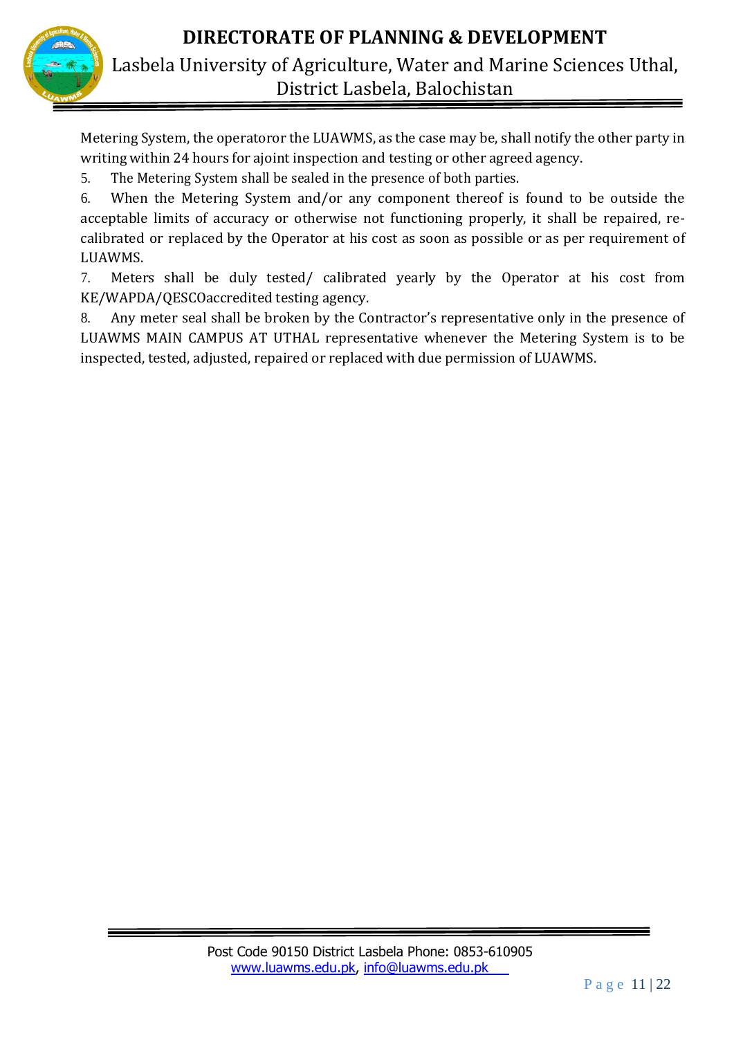Metering System, the operatoror the LUAWMS, as the case may be, shall notify the other party in writing within 24 hours for ajoint inspection and testing or other agreed agency.

5. The Metering System shall be sealed in the presence of both parties.
6. When the Metering System and/or any component thereof is found to be outside the acceptable limits of accuracy or otherwise not functioning properly, it shall be repaired, re-calibrated or replaced by the Operator at his cost as soon as possible or as per requirement of LUAWMS.
7. Meters shall be duly tested/ calibrated yearly by the Operator at his cost from KE/WAPDA/QESCOaccredited testing agency.
8. Any meter seal shall be broken by the Contractor's representative only in the presence of LUAWMS MAIN CAMPUS AT UTHAL representative whenever the Metering System is to be inspected, tested, adjusted, repaired or replaced with due permission of LUAWMS.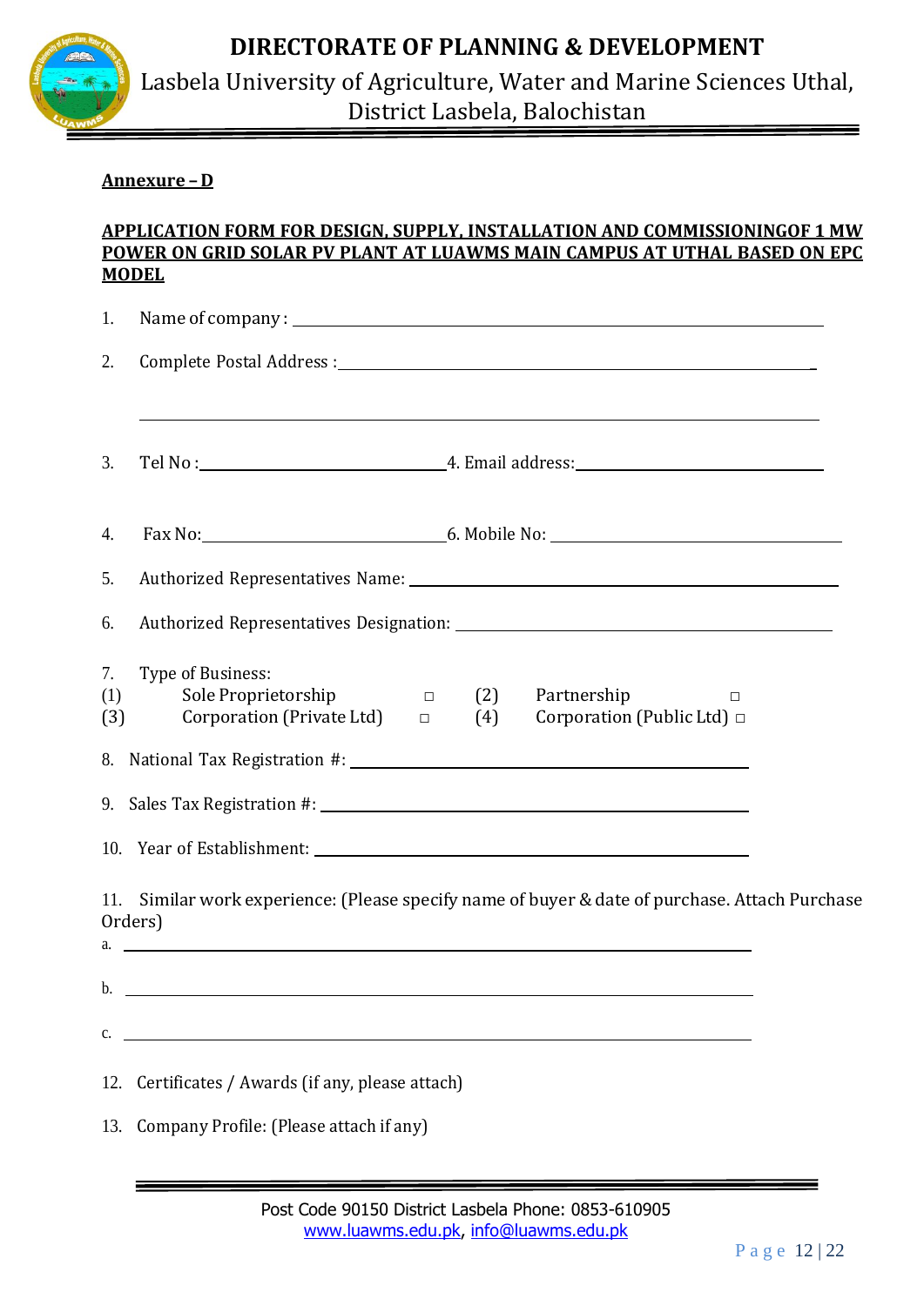# DIRECTORATE OF PLANNING & DEVELOPMENT

Lasbela University of Agriculture, Water and Marine Sciences Uthal, District Lasbela, Balochistan

**Annexure – D**

**APPLICATION FORM FOR DESIGN, SUPPLY, INSTALLATION AND COMMISSIONINGOF 1 MW POWER ON GRID SOLAR PV PLANT AT LUAWMS MAIN CAMPUS AT UTHAL BASED ON EPC MODEL**

1. Name of company : ______________________________________________

2. Complete Postal Address : ________________________________________

   ____________________________________________________________

3. Tel No : ______________________ 4. Email address: ______________________

4. Fax No: ______________________ 6. Mobile No: ______________________

5. Authorized Representatives Name: ______________________________________

6. Authorized Representatives Designation: ______________________________________

7. Type of Business:

(1) Sole Proprietorship □ (2) Partnership □

(3) Corporation (Private Ltd) □ (4) Corporation (Public Ltd) □

8. National Tax Registration #: ______________________________________

9. Sales Tax Registration #: ______________________________________

10. Year of Establishment: ______________________________________

11. Similar work experience: (Please specify name of buyer & date of purchase. Attach Purchase Orders)

a. ______________________________________________________

b. ______________________________________________________

c. ______________________________________________________

12. Certificates / Awards (if any, please attach)

13. Company Profile: (Please attach if any)

Post Code 90150 District Lasbela Phone: 0853-610905

www.luawms.edu.pk, info@luawms.edu.pk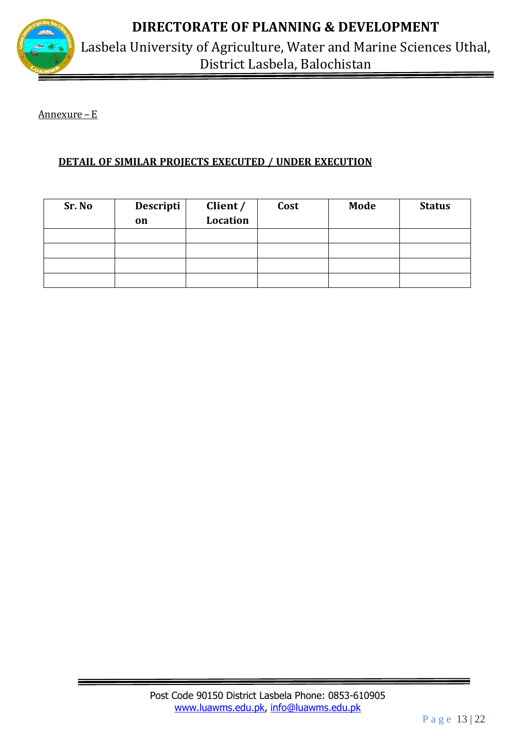Annexure – E

**DETAIL OF SIMILAR PROJECTS EXECUTED / UNDER EXECUTION**

| Sr. No | Description | Client / Location | Cost | Mode | Status |
|---|---|---|---|---|---|
| | | | | | |
| | | | | | |
| | | | | | |
| | | | | | |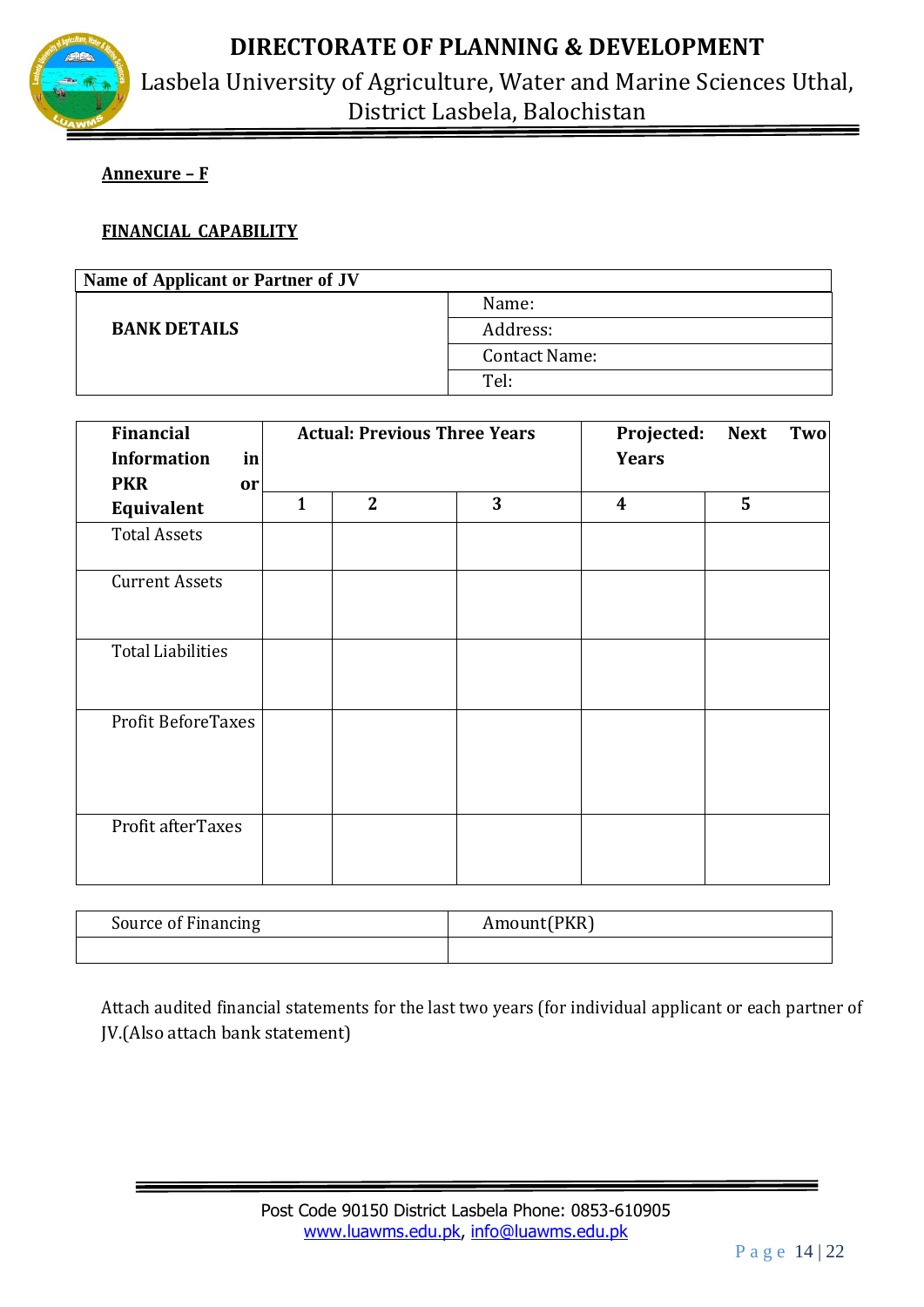**Annexure – F**

**FINANCIAL CAPABILITY**

| **Name of Applicant or Partner of JV** | |
|---|---|
| **BANK DETAILS** | Name: |
| | Address: |
| | Contact Name: |
| | Tel: |

| **Financial Information in PKR or Equivalent** | **Actual: Previous Three Years** | | | **Projected: Next Two Years** | |
|---|---|---|---|---|---|
| | **1** | **2** | **3** | **4** | **5** |
| Total Assets | | | | | |
| Current Assets | | | | | |
| Total Liabilities | | | | | |
| Profit BeforeTaxes | | | | | |
| Profit afterTaxes | | | | | |

| Source of Financing | Amount(PKR) |
|---|---|
| | |

Attach audited financial statements for the last two years (for individual applicant or each partner of JV.(Also attach bank statement)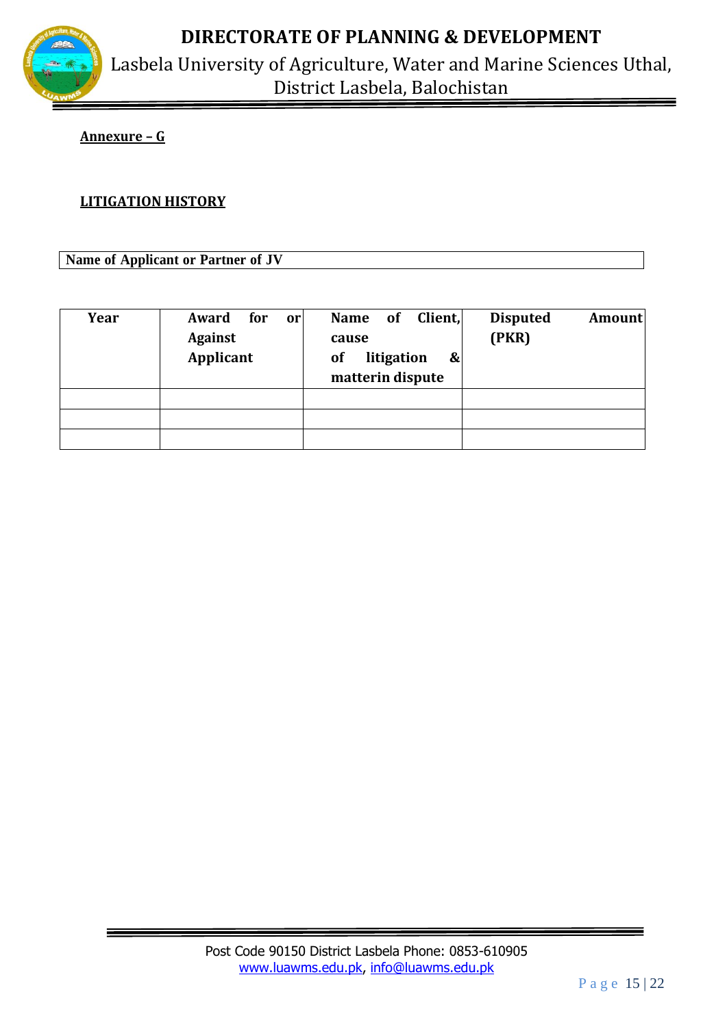**Annexure – G**

**LITIGATION HISTORY**

| Name of Applicant or Partner of JV |
|---|

| Year | Award for or Against Applicant | Name of Client, cause of litigation & matterin dispute | Disputed Amount (PKR) |
|---|---|---|---|
| | | | |
| | | | |
| | | | |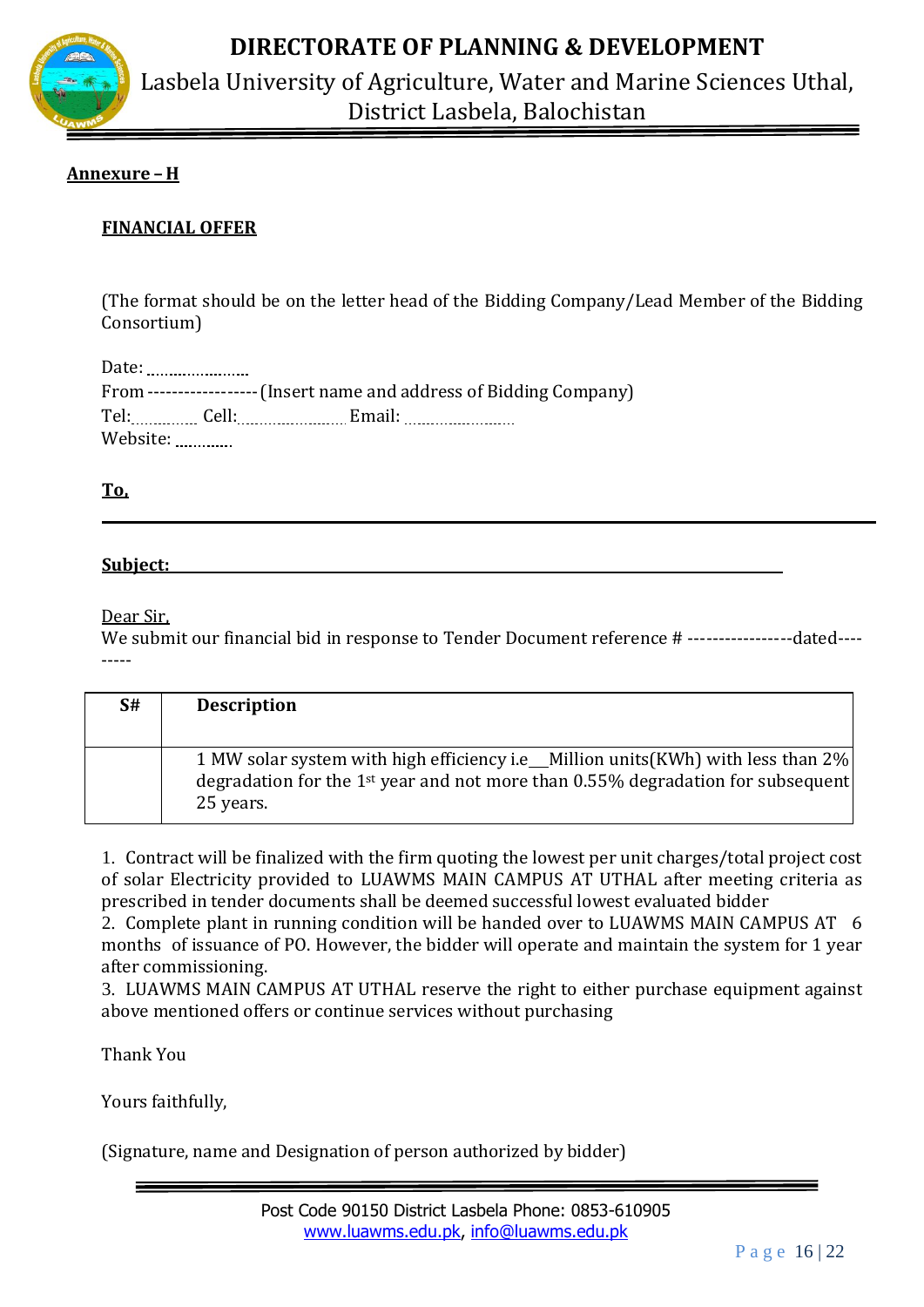**Annexure – H**

**FINANCIAL OFFER**

(The format should be on the letter head of the Bidding Company/Lead Member of the Bidding Consortium)

Date: ......................

From ----------------- (Insert name and address of Bidding Company)

Tel:............ Cell:...................... Email: ......................

Website: ............

**To,**

---

**Subject:** ____________________________________________

Dear Sir,

We submit our financial bid in response to Tender Document reference # -----------------dated---------

| S# | Description |
|---|---|
| | 1 MW solar system with high efficiency i.e__Million units(KWh) with less than 2% degradation for the 1st year and not more than 0.55% degradation for subsequent 25 years. |

1. Contract will be finalized with the firm quoting the lowest per unit charges/total project cost of solar Electricity provided to LUAWMS MAIN CAMPUS AT UTHAL after meeting criteria as prescribed in tender documents shall be deemed successful lowest evaluated bidder
2. Complete plant in running condition will be handed over to LUAWMS MAIN CAMPUS AT 6 months of issuance of PO. However, the bidder will operate and maintain the system for 1 year after commissioning.
3. LUAWMS MAIN CAMPUS AT UTHAL reserve the right to either purchase equipment against above mentioned offers or continue services without purchasing

Thank You

Yours faithfully,

(Signature, name and Designation of person authorized by bidder)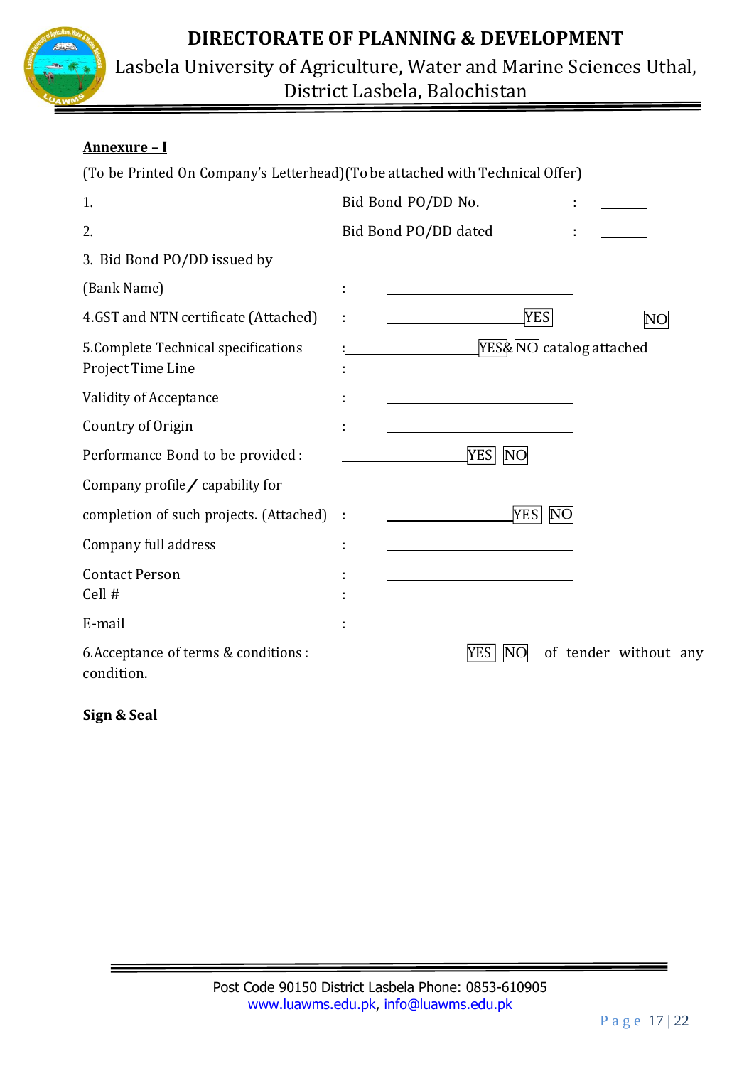**Annexure – I**

(To be Printed On Company's Letterhead)(To be attached with Technical Offer)

1. Bid Bond PO/DD No. : ______

2. Bid Bond PO/DD dated : ______

3. Bid Bond PO/DD issued by

(Bank Name) : ____________________

4.GST and NTN certificate (Attached) : ____________________ YES NO

5.Complete Technical specifications : ____________________ YES& NO catalog attached

Project Time Line : ____

Validity of Acceptance : ____________________

Country of Origin : ____________________

Performance Bond to be provided : ____________________ YES NO

Company profile / capability for

completion of such projects. (Attached) : ____________________ YES NO

Company full address : ____________________

Contact Person : ____________________

Cell # : ____________________

E-mail : ____________________

6.Acceptance of terms & conditions : ____________________ YES NO of tender without any condition.

**Sign & Seal**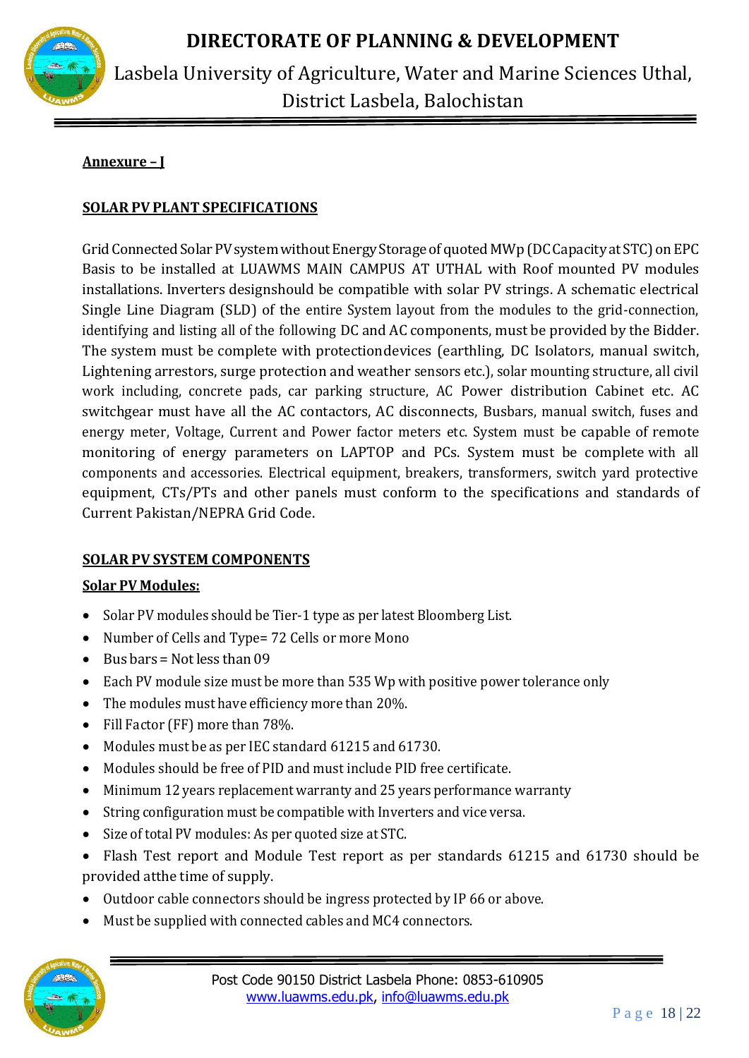**Annexure – I**

**SOLAR PV PLANT SPECIFICATIONS**

Grid Connected Solar PV system without Energy Storage of quoted MWp (DC Capacity at STC) on EPC Basis to be installed at LUAWMS MAIN CAMPUS AT UTHAL with Roof mounted PV modules installations. Inverters designshould be compatible with solar PV strings. A schematic electrical Single Line Diagram (SLD) of the entire System layout from the modules to the grid-connection, identifying and listing all of the following DC and AC components, must be provided by the Bidder. The system must be complete with protectiondevices (earthling, DC Isolators, manual switch, Lightening arrestors, surge protection and weather sensors etc.), solar mounting structure, all civil work including, concrete pads, car parking structure, AC Power distribution Cabinet etc. AC switchgear must have all the AC contactors, AC disconnects, Busbars, manual switch, fuses and energy meter, Voltage, Current and Power factor meters etc. System must be capable of remote monitoring of energy parameters on LAPTOP and PCs. System must be complete with all components and accessories. Electrical equipment, breakers, transformers, switch yard protective equipment, CTs/PTs and other panels must conform to the specifications and standards of Current Pakistan/NEPRA Grid Code.

**SOLAR PV SYSTEM COMPONENTS**

**Solar PV Modules:**

- Solar PV modules should be Tier-1 type as per latest Bloomberg List.
- Number of Cells and Type= 72 Cells or more Mono
- Bus bars = Not less than 09
- Each PV module size must be more than 535 Wp with positive power tolerance only
- The modules must have efficiency more than 20%.
- Fill Factor (FF) more than 78%.
- Modules must be as per IEC standard 61215 and 61730.
- Modules should be free of PID and must include PID free certificate.
- Minimum 12 years replacement warranty and 25 years performance warranty
- String configuration must be compatible with Inverters and vice versa.
- Size of total PV modules: As per quoted size at STC.
- Flash Test report and Module Test report as per standards 61215 and 61730 should be provided atthe time of supply.
- Outdoor cable connectors should be ingress protected by IP 66 or above.
- Must be supplied with connected cables and MC4 connectors.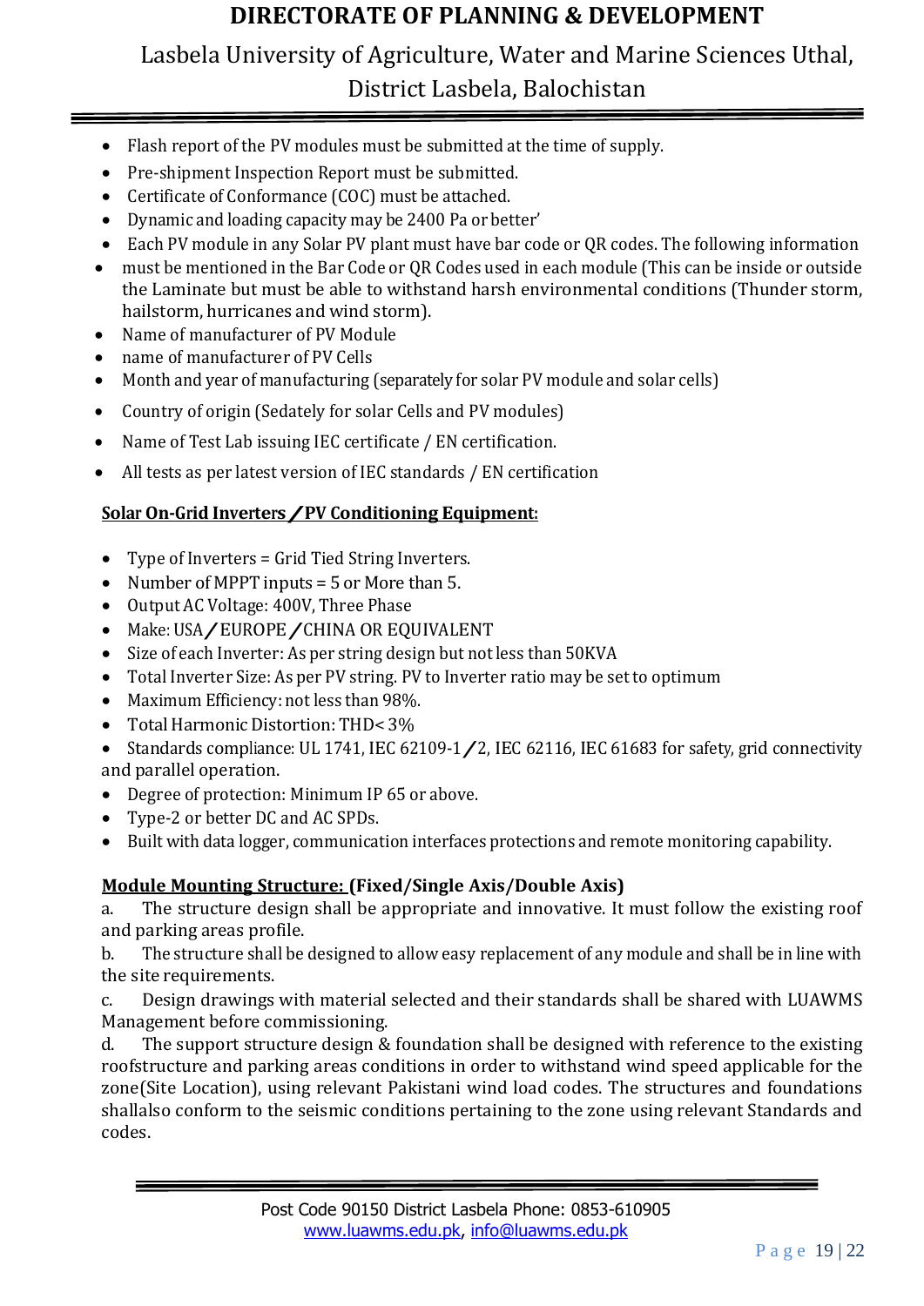- Flash report of the PV modules must be submitted at the time of supply.
- Pre-shipment Inspection Report must be submitted.
- Certificate of Conformance (COC) must be attached.
- Dynamic and loading capacity may be 2400 Pa or better'
- Each PV module in any Solar PV plant must have bar code or QR codes. The following information
- must be mentioned in the Bar Code or QR Codes used in each module (This can be inside or outside the Laminate but must be able to withstand harsh environmental conditions (Thunder storm, hailstorm, hurricanes and wind storm).
- Name of manufacturer of PV Module
- name of manufacturer of PV Cells
- Month and year of manufacturing (separately for solar PV module and solar cells)
- Country of origin (Sedately for solar Cells and PV modules)
- Name of Test Lab issuing IEC certificate / EN certification.
- All tests as per latest version of IEC standards / EN certification

**Solar On-Grid Inverters ⁄ PV Conditioning Equipment:**

- Type of Inverters = Grid Tied String Inverters.
- Number of MPPT inputs = 5 or More than 5.
- Output AC Voltage: 400V, Three Phase
- Make: USA ⁄ EUROPE ⁄ CHINA OR EQUIVALENT
- Size of each Inverter: As per string design but not less than 50KVA
- Total Inverter Size: As per PV string. PV to Inverter ratio may be set to optimum
- Maximum Efficiency: not less than 98%.
- Total Harmonic Distortion: THD< 3%
- Standards compliance: UL 1741, IEC 62109-1 ⁄ 2, IEC 62116, IEC 61683 for safety, grid connectivity and parallel operation.
- Degree of protection: Minimum IP 65 or above.
- Type-2 or better DC and AC SPDs.
- Built with data logger, communication interfaces protections and remote monitoring capability.

**Module Mounting Structure: (Fixed/Single Axis/Double Axis)**

a. The structure design shall be appropriate and innovative. It must follow the existing roof and parking areas profile.

b. The structure shall be designed to allow easy replacement of any module and shall be in line with the site requirements.

c. Design drawings with material selected and their standards shall be shared with LUAWMS Management before commissioning.

d. The support structure design & foundation shall be designed with reference to the existing roofstructure and parking areas conditions in order to withstand wind speed applicable for the zone(Site Location), using relevant Pakistani wind load codes. The structures and foundations shallalso conform to the seismic conditions pertaining to the zone using relevant Standards and codes.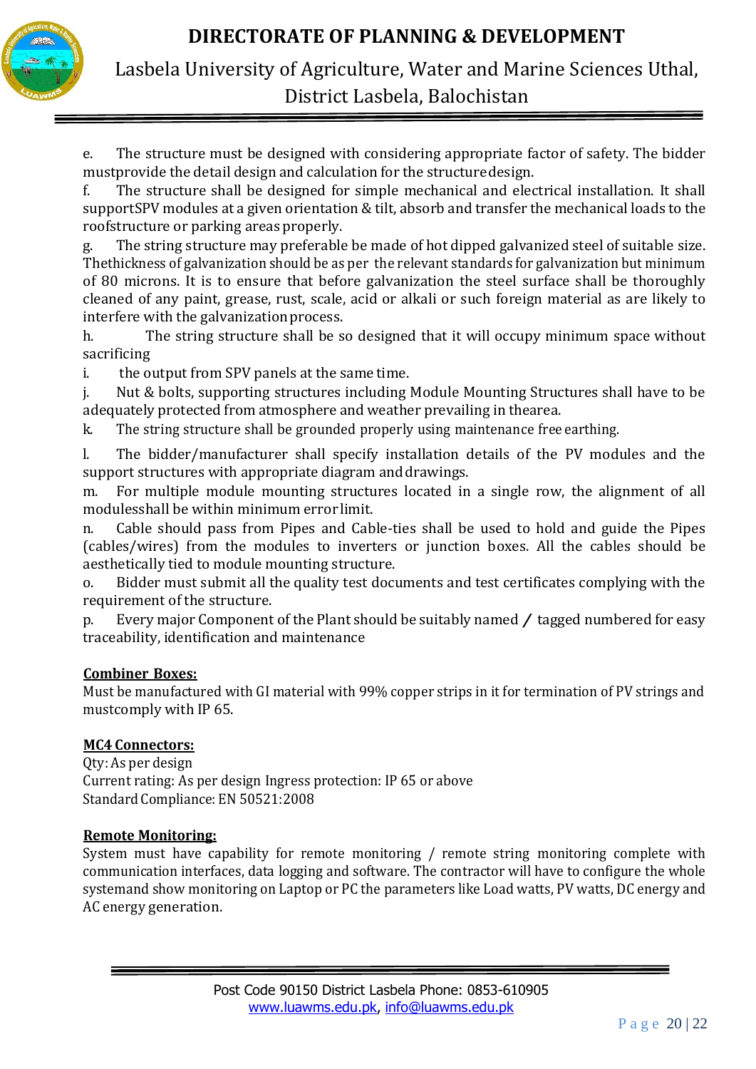e. The structure must be designed with considering appropriate factor of safety. The bidder mustprovide the detail design and calculation for the structuredesign.

f. The structure shall be designed for simple mechanical and electrical installation. It shall supportSPV modules at a given orientation & tilt, absorb and transfer the mechanical loads to the roofstructure or parking areas properly.

g. The string structure may preferable be made of hot dipped galvanized steel of suitable size. Thethickness of galvanization should be as per the relevant standards for galvanization but minimum of 80 microns. It is to ensure that before galvanization the steel surface shall be thoroughly cleaned of any paint, grease, rust, scale, acid or alkali or such foreign material as are likely to interfere with the galvanization process.

h. The string structure shall be so designed that it will occupy minimum space without sacrificing

i. the output from SPV panels at the same time.

j. Nut & bolts, supporting structures including Module Mounting Structures shall have to be adequately protected from atmosphere and weather prevailing in thearea.

k. The string structure shall be grounded properly using maintenance free earthing.

l. The bidder/manufacturer shall specify installation details of the PV modules and the support structures with appropriate diagram and drawings.

m. For multiple module mounting structures located in a single row, the alignment of all modulesshall be within minimum error limit.

n. Cable should pass from Pipes and Cable-ties shall be used to hold and guide the Pipes (cables/wires) from the modules to inverters or junction boxes. All the cables should be aesthetically tied to module mounting structure.

o. Bidder must submit all the quality test documents and test certificates complying with the requirement of the structure.

p. Every major Component of the Plant should be suitably named / tagged numbered for easy traceability, identification and maintenance

**Combiner Boxes:**

Must be manufactured with GI material with 99% copper strips in it for termination of PV strings and mustcomply with IP 65.

**MC4 Connectors:**

Qty: As per design

Current rating: As per design Ingress protection: IP 65 or above

Standard Compliance: EN 50521:2008

**Remote Monitoring:**

System must have capability for remote monitoring / remote string monitoring complete with communication interfaces, data logging and software. The contractor will have to configure the whole systemand show monitoring on Laptop or PC the parameters like Load watts, PV watts, DC energy and AC energy generation.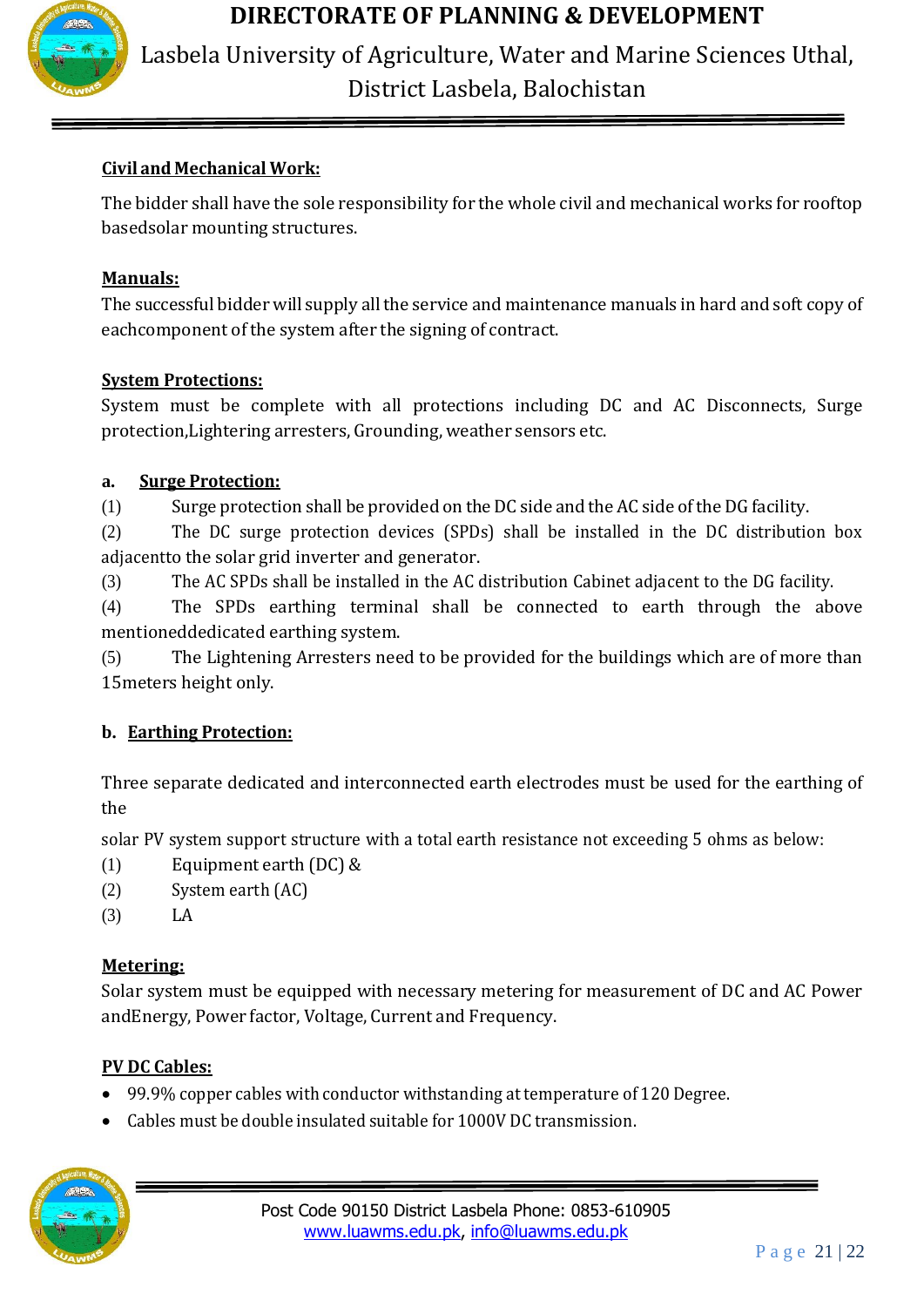**Civil and Mechanical Work:**

The bidder shall have the sole responsibility for the whole civil and mechanical works for rooftop basedsolar mounting structures.

**Manuals:**

The successful bidder will supply all the service and maintenance manuals in hard and soft copy of eachcomponent of the system after the signing of contract.

**System Protections:**

System must be complete with all protections including DC and AC Disconnects, Surge protection,Lightering arresters, Grounding, weather sensors etc.

**a. Surge Protection:**

(1) Surge protection shall be provided on the DC side and the AC side of the DG facility.

(2) The DC surge protection devices (SPDs) shall be installed in the DC distribution box adjacentto the solar grid inverter and generator.

(3) The AC SPDs shall be installed in the AC distribution Cabinet adjacent to the DG facility.

(4) The SPDs earthing terminal shall be connected to earth through the above mentioneddedicated earthing system.

(5) The Lightening Arresters need to be provided for the buildings which are of more than 15meters height only.

**b. Earthing Protection:**

Three separate dedicated and interconnected earth electrodes must be used for the earthing of the

solar PV system support structure with a total earth resistance not exceeding 5 ohms as below:

(1) Equipment earth (DC) &

(2) System earth (AC)

(3) LA

**Metering:**

Solar system must be equipped with necessary metering for measurement of DC and AC Power andEnergy, Power factor, Voltage, Current and Frequency.

**PV DC Cables:**

- 99.9% copper cables with conductor withstanding at temperature of 120 Degree.
- Cables must be double insulated suitable for 1000V DC transmission.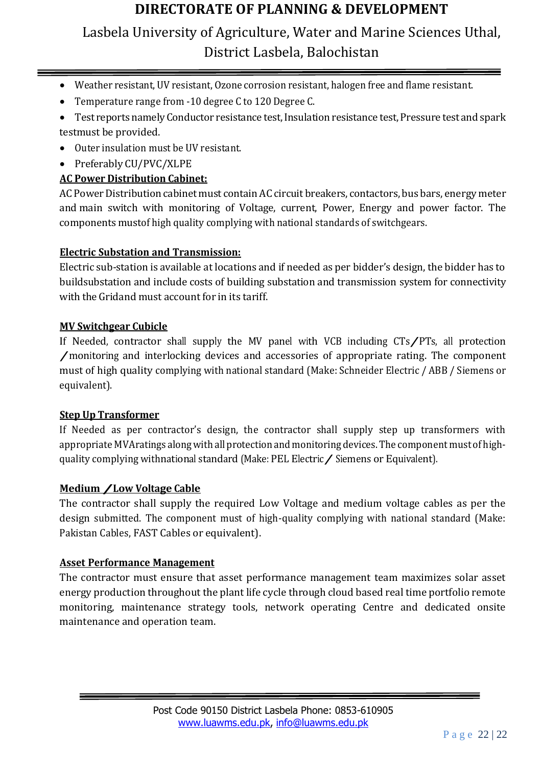- Weather resistant, UV resistant, Ozone corrosion resistant, halogen free and flame resistant.
- Temperature range from -10 degree C to 120 Degree C.
- Test reports namely Conductor resistance test, Insulation resistance test, Pressure test and spark testmust be provided.
- Outer insulation must be UV resistant.
- Preferably CU/PVC/XLPE

**AC Power Distribution Cabinet:**

AC Power Distribution cabinet must contain AC circuit breakers, contactors, bus bars, energy meter and main switch with monitoring of Voltage, current, Power, Energy and power factor. The components mustof high quality complying with national standards of switchgears.

**Electric Substation and Transmission:**

Electric sub-station is available at locations and if needed as per bidder's design, the bidder has to buildsubstation and include costs of building substation and transmission system for connectivity with the Gridand must account for in its tariff.

**MV Switchgear Cubicle**

If Needed, contractor shall supply the MV panel with VCB including CTs/PTs, all protection /monitoring and interlocking devices and accessories of appropriate rating. The component must of high quality complying with national standard (Make: Schneider Electric / ABB / Siemens or equivalent).

**Step Up Transformer**

If Needed as per contractor's design, the contractor shall supply step up transformers with appropriate MVAratings along with all protection and monitoring devices. The component must of high-quality complying withnational standard (Make: PEL Electric / Siemens or Equivalent).

**Medium /Low Voltage Cable**

The contractor shall supply the required Low Voltage and medium voltage cables as per the design submitted. The component must of high-quality complying with national standard (Make: Pakistan Cables, FAST Cables or equivalent).

**Asset Performance Management**

The contractor must ensure that asset performance management team maximizes solar asset energy production throughout the plant life cycle through cloud based real time portfolio remote monitoring, maintenance strategy tools, network operating Centre and dedicated onsite maintenance and operation team.